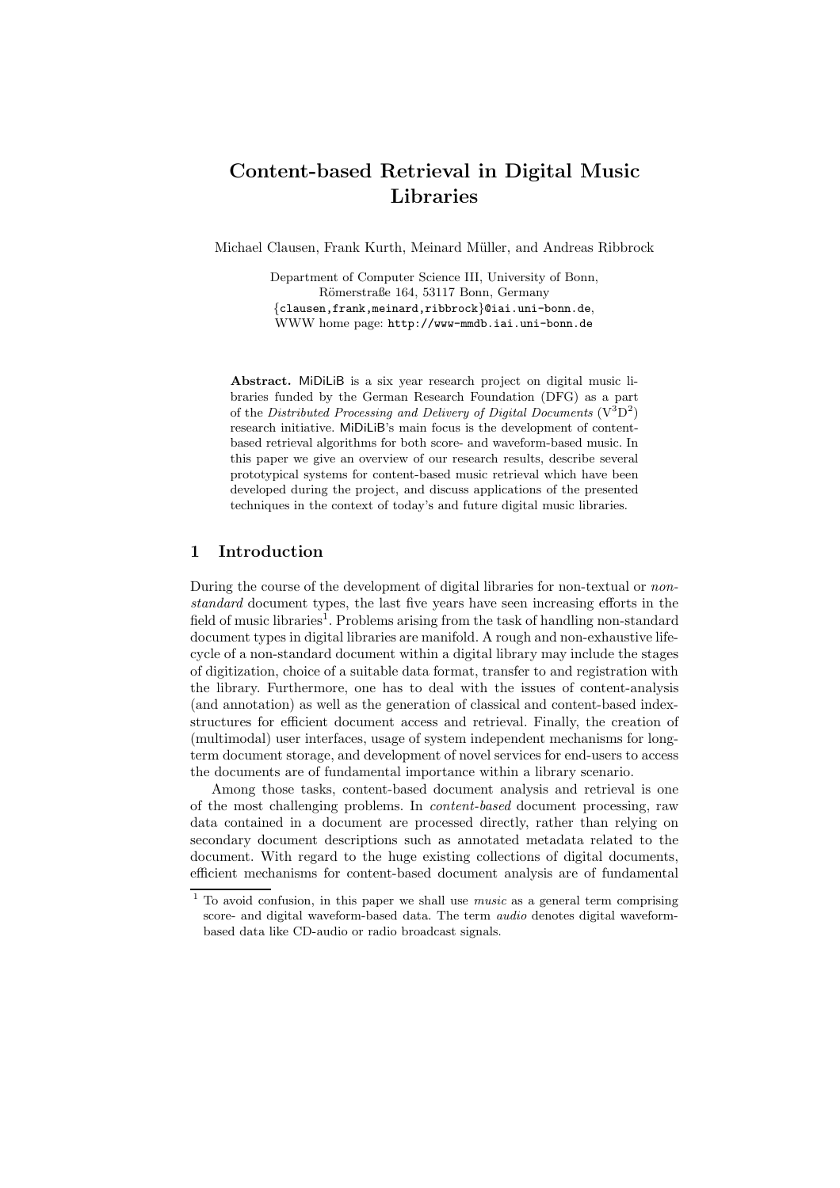# Content-based Retrieval in Digital Music Libraries

Michael Clausen, Frank Kurth, Meinard Müller, and Andreas Ribbrock

Department of Computer Science III, University of Bonn,
Römerstraße 164, 53117 Bonn, Germany
{clausen,frank,meinard,ribbrock}@iai.uni-bonn.de,
WWW home page: http://www-mmdb.iai.uni-bonn.de

**Abstract.** MiDiLiB is a six year research project on digital music libraries funded by the German Research Foundation (DFG) as a part of the *Distributed Processing and Delivery of Digital Documents* ($\mathrm{V^3D^2}$) research initiative. MiDiLiB's main focus is the development of content-based retrieval algorithms for both score- and waveform-based music. In this paper we give an overview of our research results, describe several prototypical systems for content-based music retrieval which have been developed during the project, and discuss applications of the presented techniques in the context of today's and future digital music libraries.

## 1 Introduction

During the course of the development of digital libraries for non-textual or *non-standard* document types, the last five years have seen increasing efforts in the field of music libraries[1]. Problems arising from the task of handling non-standard document types in digital libraries are manifold. A rough and non-exhaustive life-cycle of a non-standard document within a digital library may include the stages of digitization, choice of a suitable data format, transfer to and registration with the library. Furthermore, one has to deal with the issues of content-analysis (and annotation) as well as the generation of classical and content-based index-structures for efficient document access and retrieval. Finally, the creation of (multimodal) user interfaces, usage of system independent mechanisms for long-term document storage, and development of novel services for end-users to access the documents are of fundamental importance within a library scenario.

Among those tasks, content-based document analysis and retrieval is one of the most challenging problems. In *content-based* document processing, raw data contained in a document are processed directly, rather than relying on secondary document descriptions such as annotated metadata related to the document. With regard to the huge existing collections of digital documents, efficient mechanisms for content-based document analysis are of fundamental

[1] To avoid confusion, in this paper we shall use *music* as a general term comprising score- and digital waveform-based data. The term *audio* denotes digital waveform-based data like CD-audio or radio broadcast signals.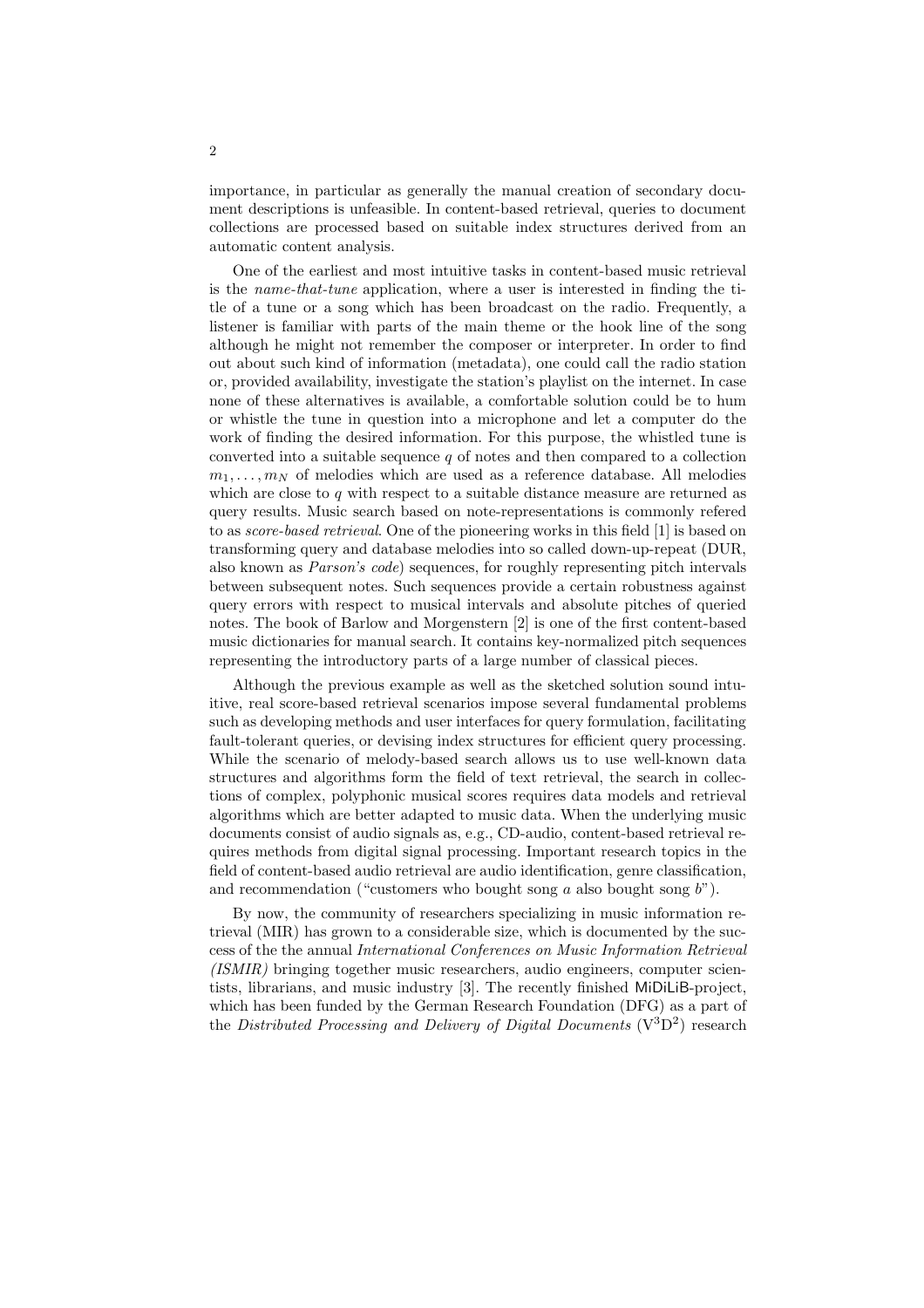importance, in particular as generally the manual creation of secondary document descriptions is unfeasible. In content-based retrieval, queries to document collections are processed based on suitable index structures derived from an automatic content analysis.

One of the earliest and most intuitive tasks in content-based music retrieval is the *name-that-tune* application, where a user is interested in finding the title of a tune or a song which has been broadcast on the radio. Frequently, a listener is familiar with parts of the main theme or the hook line of the song although he might not remember the composer or interpreter. In order to find out about such kind of information (metadata), one could call the radio station or, provided availability, investigate the station's playlist on the internet. In case none of these alternatives is available, a comfortable solution could be to hum or whistle the tune in question into a microphone and let a computer do the work of finding the desired information. For this purpose, the whistled tune is converted into a suitable sequence $q$ of notes and then compared to a collection $m_1, \ldots, m_N$ of melodies which are used as a reference database. All melodies which are close to $q$ with respect to a suitable distance measure are returned as query results. Music search based on note-representations is commonly refered to as *score-based retrieval*. One of the pioneering works in this field [1] is based on transforming query and database melodies into so called down-up-repeat (DUR, also known as *Parson's code*) sequences, for roughly representing pitch intervals between subsequent notes. Such sequences provide a certain robustness against query errors with respect to musical intervals and absolute pitches of queried notes. The book of Barlow and Morgenstern [2] is one of the first content-based music dictionaries for manual search. It contains key-normalized pitch sequences representing the introductory parts of a large number of classical pieces.

Although the previous example as well as the sketched solution sound intuitive, real score-based retrieval scenarios impose several fundamental problems such as developing methods and user interfaces for query formulation, facilitating fault-tolerant queries, or devising index structures for efficient query processing. While the scenario of melody-based search allows us to use well-known data structures and algorithms form the field of text retrieval, the search in collections of complex, polyphonic musical scores requires data models and retrieval algorithms which are better adapted to music data. When the underlying music documents consist of audio signals as, e.g., CD-audio, content-based retrieval requires methods from digital signal processing. Important research topics in the field of content-based audio retrieval are audio identification, genre classification, and recommendation ("customers who bought song $a$ also bought song $b$").

By now, the community of researchers specializing in music information retrieval (MIR) has grown to a considerable size, which is documented by the success of the the annual *International Conferences on Music Information Retrieval (ISMIR)* bringing together music researchers, audio engineers, computer scientists, librarians, and music industry [3]. The recently finished MiDiLiB-project, which has been funded by the German Research Foundation (DFG) as a part of the *Distributed Processing and Delivery of Digital Documents* ($V^3D^2$) research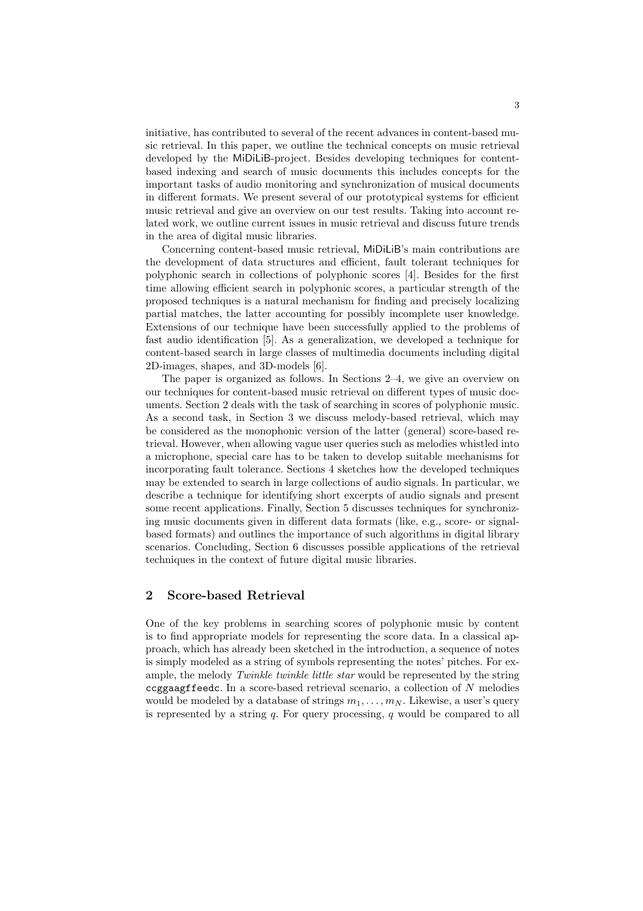initiative, has contributed to several of the recent advances in content-based music retrieval. In this paper, we outline the technical concepts on music retrieval developed by the MiDiLiB-project. Besides developing techniques for content-based indexing and search of music documents this includes concepts for the important tasks of audio monitoring and synchronization of musical documents in different formats. We present several of our prototypical systems for efficient music retrieval and give an overview on our test results. Taking into account related work, we outline current issues in music retrieval and discuss future trends in the area of digital music libraries.

Concerning content-based music retrieval, MiDiLiB's main contributions are the development of data structures and efficient, fault tolerant techniques for polyphonic search in collections of polyphonic scores [4]. Besides for the first time allowing efficient search in polyphonic scores, a particular strength of the proposed techniques is a natural mechanism for finding and precisely localizing partial matches, the latter accounting for possibly incomplete user knowledge. Extensions of our technique have been successfully applied to the problems of fast audio identification [5]. As a generalization, we developed a technique for content-based search in large classes of multimedia documents including digital 2D-images, shapes, and 3D-models [6].

The paper is organized as follows. In Sections 2–4, we give an overview on our techniques for content-based music retrieval on different types of music documents. Section 2 deals with the task of searching in scores of polyphonic music. As a second task, in Section 3 we discuss melody-based retrieval, which may be considered as the monophonic version of the latter (general) score-based retrieval. However, when allowing vague user queries such as melodies whistled into a microphone, special care has to be taken to develop suitable mechanisms for incorporating fault tolerance. Sections 4 sketches how the developed techniques may be extended to search in large collections of audio signals. In particular, we describe a technique for identifying short excerpts of audio signals and present some recent applications. Finally, Section 5 discusses techniques for synchronizing music documents given in different data formats (like, e.g., score- or signal-based formats) and outlines the importance of such algorithms in digital library scenarios. Concluding, Section 6 discusses possible applications of the retrieval techniques in the context of future digital music libraries.

## 2 Score-based Retrieval

One of the key problems in searching scores of polyphonic music by content is to find appropriate models for representing the score data. In a classical approach, which has already been sketched in the introduction, a sequence of notes is simply modeled as a string of symbols representing the notes' pitches. For example, the melody *Twinkle twinkle little star* would be represented by the string `ccggaagffeedc`. In a score-based retrieval scenario, a collection of $N$ melodies would be modeled by a database of strings $m_1, \ldots, m_N$. Likewise, a user's query is represented by a string $q$. For query processing, $q$ would be compared to all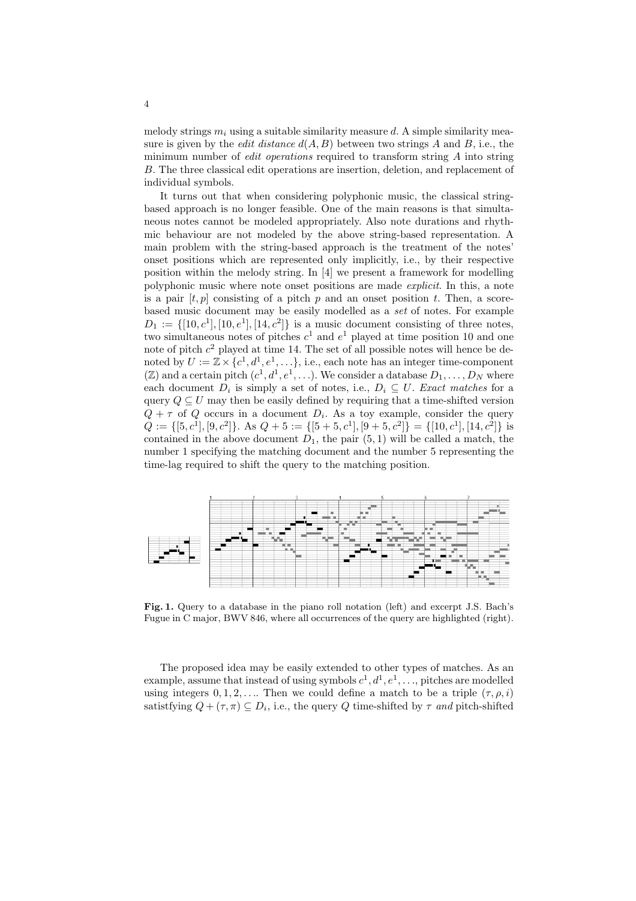melody strings $m_i$ using a suitable similarity measure $d$. A simple similarity measure is given by the *edit distance* $d(A, B)$ between two strings $A$ and $B$, i.e., the minimum number of *edit operations* required to transform string $A$ into string $B$. The three classical edit operations are insertion, deletion, and replacement of individual symbols.

It turns out that when considering polyphonic music, the classical string-based approach is no longer feasible. One of the main reasons is that simultaneous notes cannot be modeled appropriately. Also note durations and rhythmic behaviour are not modeled by the above string-based representation. A main problem with the string-based approach is the treatment of the notes' onset positions which are represented only implicitly, i.e., by their respective position within the melody string. In [4] we present a framework for modelling polyphonic music where note onset positions are made *explicit*. In this, a note is a pair $[t, p]$ consisting of a pitch $p$ and an onset position $t$. Then, a score-based music document may be easily modelled as a *set* of notes. For example $D_1 := \{[10, c^1], [10, e^1], [14, c^2]\}$ is a music document consisting of three notes, two simultaneous notes of pitches $c^1$ and $e^1$ played at time position 10 and one note of pitch $c^2$ played at time 14. The set of all possible notes will hence be denoted by $U := \mathbb{Z} \times \{c^1, d^1, e^1, \ldots\}$, i.e., each note has an integer time-component ($\mathbb{Z}$) and a certain pitch $(c^1, d^1, e^1, \ldots)$. We consider a database $D_1, \ldots, D_N$ where each document $D_i$ is simply a set of notes, i.e., $D_i \subseteq U$. *Exact matches* for a query $Q \subseteq U$ may then be easily defined by requiring that a time-shifted version $Q + \tau$ of $Q$ occurs in a document $D_i$. As a toy example, consider the query $Q := \{[5, c^1], [9, c^2]\}$. As $Q + 5 := \{[5 + 5, c^1], [9 + 5, c^2]\} = \{[10, c^1], [14, c^2]\}$ is contained in the above document $D_1$, the pair $(5, 1)$ will be called a match, the number 1 specifying the matching document and the number 5 representing the time-lag required to shift the query to the matching position.

**Fig. 1.** Query to a database in the piano roll notation (left) and excerpt J.S. Bach's Fugue in C major, BWV 846, where all occurrences of the query are highlighted (right).

The proposed idea may be easily extended to other types of matches. As an example, assume that instead of using symbols $c^1, d^1, e^1, \ldots$, pitches are modelled using integers $0, 1, 2, \ldots$. Then we could define a match to be a triple $(\tau, \rho, i)$ satistfying $Q + (\tau, \pi) \subseteq D_i$, i.e., the query $Q$ time-shifted by $\tau$ *and* pitch-shifted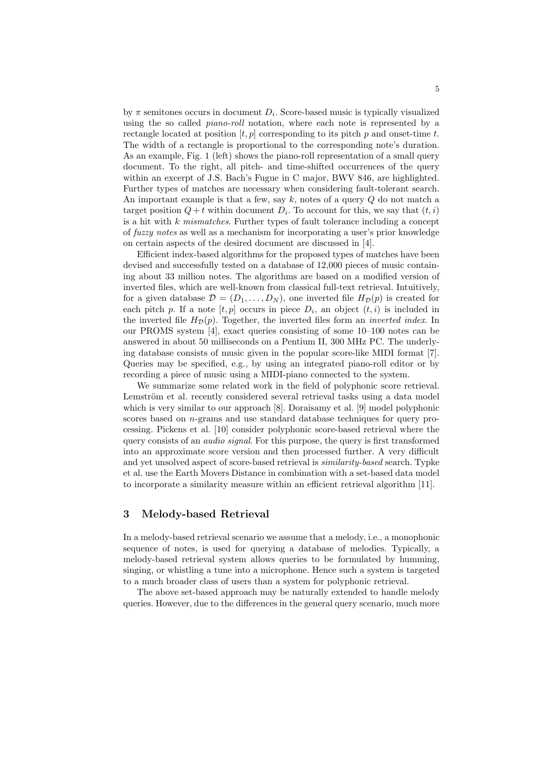by $\pi$ semitones occurs in document $D_i$. Score-based music is typically visualized using the so called *piano-roll* notation, where each note is represented by a rectangle located at position $[t, p]$ corresponding to its pitch $p$ and onset-time $t$. The width of a rectangle is proportional to the corresponding note's duration. As an example, Fig. 1 (left) shows the piano-roll representation of a small query document. To the right, all pitch- and time-shifted occurrences of the query within an excerpt of J.S. Bach's Fugue in C major, BWV 846, are highlighted. Further types of matches are necessary when considering fault-tolerant search. An important example is that a few, say $k$, notes of a query $Q$ do not match a target position $Q + t$ within document $D_i$. To account for this, we say that $(t, i)$ is a hit with $k$ *mismatches*. Further types of fault tolerance including a concept of *fuzzy notes* as well as a mechanism for incorporating a user's prior knowledge on certain aspects of the desired document are discussed in [4].

Efficient index-based algorithms for the proposed types of matches have been devised and successfully tested on a database of 12,000 pieces of music containing about 33 million notes. The algorithms are based on a modified version of inverted files, which are well-known from classical full-text retrieval. Intuitively, for a given database $\mathcal{D} = (D_1, \ldots, D_N)$, one inverted file $H_{\mathcal{D}}(p)$ is created for each pitch $p$. If a note $[t, p]$ occurs in piece $D_i$, an object $(t, i)$ is included in the inverted file $H_{\mathcal{D}}(p)$. Together, the inverted files form an *inverted index*. In our PROMS system [4], exact queries consisting of some 10–100 notes can be answered in about 50 milliseconds on a Pentium II, 300 MHz PC. The underlying database consists of music given in the popular score-like MIDI format [7]. Queries may be specified, e.g., by using an integrated piano-roll editor or by recording a piece of music using a MIDI-piano connected to the system.

We summarize some related work in the field of polyphonic score retrieval. Lemström et al. recently considered several retrieval tasks using a data model which is very similar to our approach [8]. Doraisamy et al. [9] model polyphonic scores based on $n$-grams and use standard database techniques for query processing. Pickens et al. [10] consider polyphonic score-based retrieval where the query consists of an *audio signal*. For this purpose, the query is first transformed into an approximate score version and then processed further. A very difficult and yet unsolved aspect of score-based retrieval is *similarity-based* search. Typke et al. use the Earth Movers Distance in combination with a set-based data model to incorporate a similarity measure within an efficient retrieval algorithm [11].

## 3 Melody-based Retrieval

In a melody-based retrieval scenario we assume that a melody, i.e., a monophonic sequence of notes, is used for querying a database of melodies. Typically, a melody-based retrieval system allows queries to be formulated by humming, singing, or whistling a tune into a microphone. Hence such a system is targeted to a much broader class of users than a system for polyphonic retrieval.

The above set-based approach may be naturally extended to handle melody queries. However, due to the differences in the general query scenario, much more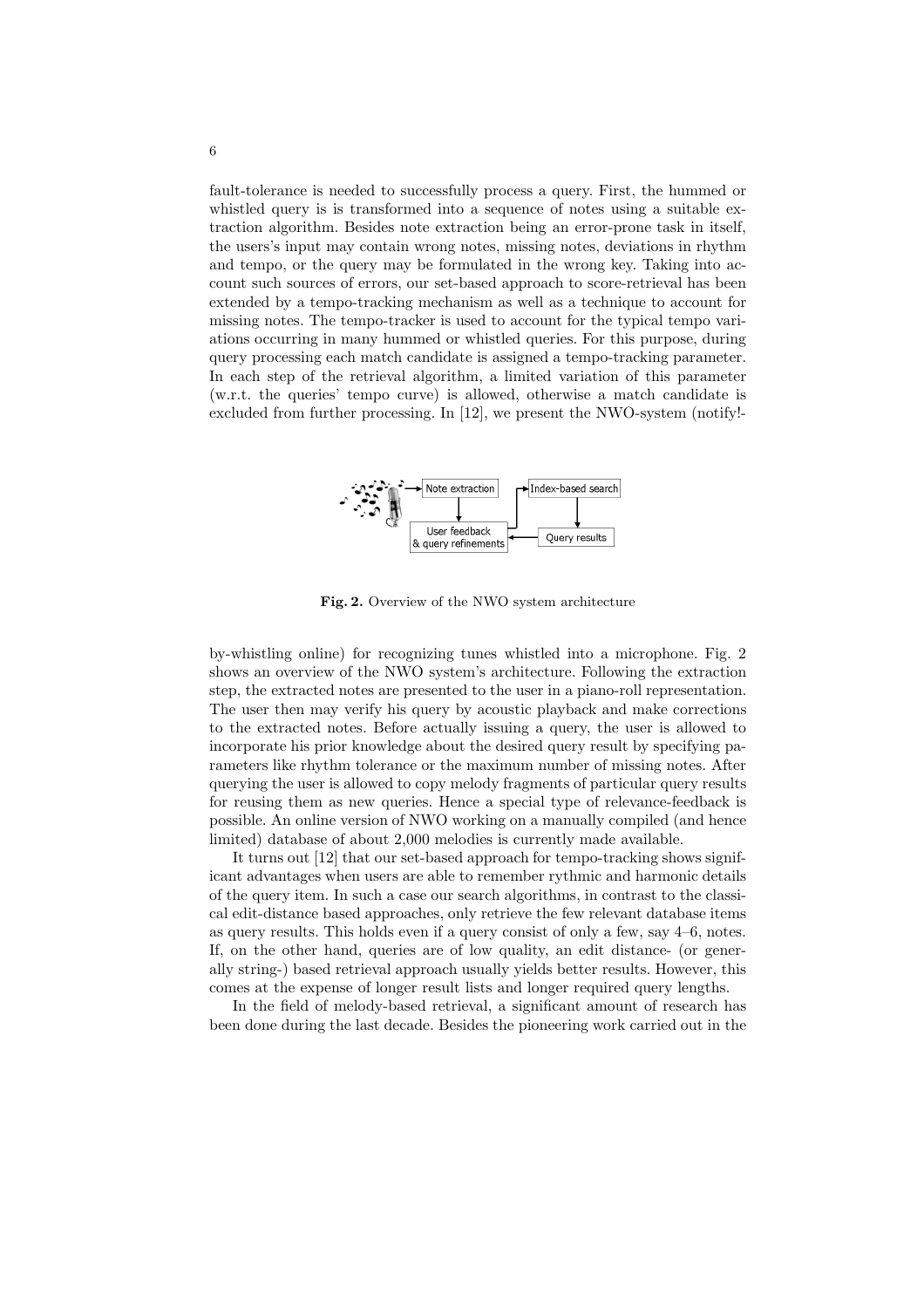fault-tolerance is needed to successfully process a query. First, the hummed or whistled query is is transformed into a sequence of notes using a suitable extraction algorithm. Besides note extraction being an error-prone task in itself, the users's input may contain wrong notes, missing notes, deviations in rhythm and tempo, or the query may be formulated in the wrong key. Taking into account such sources of errors, our set-based approach to score-retrieval has been extended by a tempo-tracking mechanism as well as a technique to account for missing notes. The tempo-tracker is used to account for the typical tempo variations occurring in many hummed or whistled queries. For this purpose, during query processing each match candidate is assigned a tempo-tracking parameter. In each step of the retrieval algorithm, a limited variation of this parameter (w.r.t. the queries' tempo curve) is allowed, otherwise a match candidate is excluded from further processing. In [12], we present the NWO-system (notify!-by-whistling online) for recognizing tunes whistled into a microphone. Fig. 2 shows an overview of the NWO system's architecture. Following the extraction step, the extracted notes are presented to the user in a piano-roll representation. The user then may verify his query by acoustic playback and make corrections to the extracted notes. Before actually issuing a query, the user is allowed to incorporate his prior knowledge about the desired query result by specifying parameters like rhythm tolerance or the maximum number of missing notes. After querying the user is allowed to copy melody fragments of particular query results for reusing them as new queries. Hence a special type of relevance-feedback is possible. An online version of NWO working on a manually compiled (and hence limited) database of about 2,000 melodies is currently made available.

Note extraction

Index-based search

User feedback
& query refinements

Query results

**Fig. 2.** Overview of the NWO system architecture

It turns out [12] that our set-based approach for tempo-tracking shows significant advantages when users are able to remember rythmic and harmonic details of the query item. In such a case our search algorithms, in contrast to the classical edit-distance based approaches, only retrieve the few relevant database items as query results. This holds even if a query consist of only a few, say 4–6, notes. If, on the other hand, queries are of low quality, an edit distance- (or generally string-) based retrieval approach usually yields better results. However, this comes at the expense of longer result lists and longer required query lengths.

In the field of melody-based retrieval, a significant amount of research has been done during the last decade. Besides the pioneering work carried out in the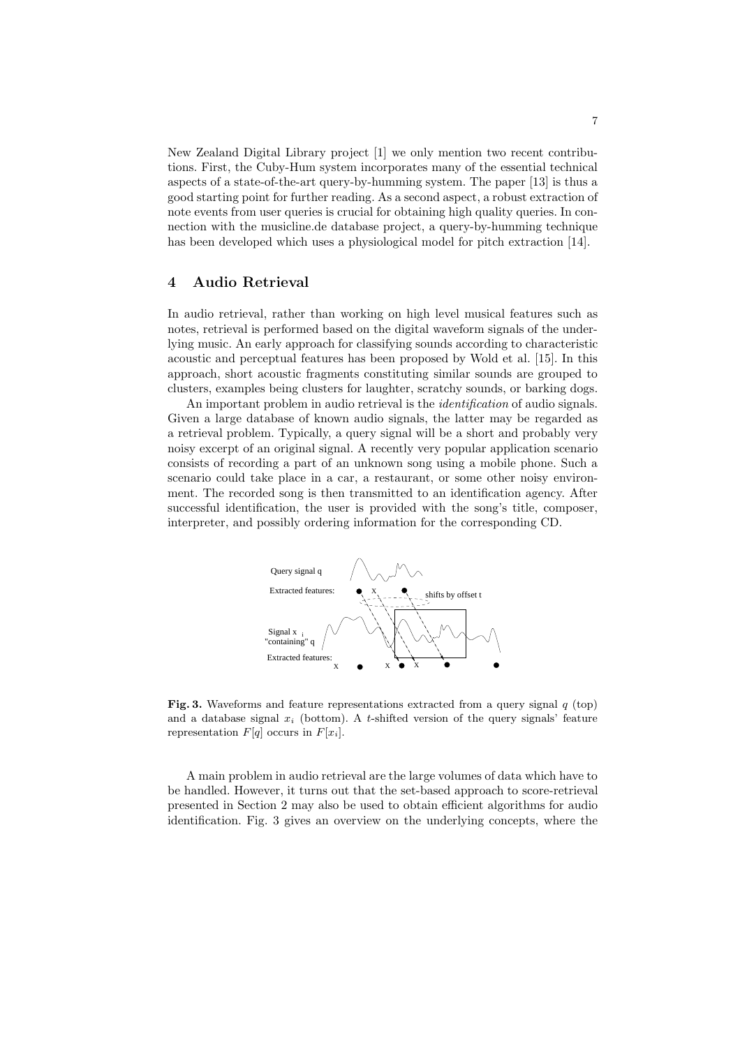New Zealand Digital Library project [1] we only mention two recent contributions. First, the Cuby-Hum system incorporates many of the essential technical aspects of a state-of-the-art query-by-humming system. The paper [13] is thus a good starting point for further reading. As a second aspect, a robust extraction of note events from user queries is crucial for obtaining high quality queries. In connection with the musicline.de database project, a query-by-humming technique has been developed which uses a physiological model for pitch extraction [14].

## 4 Audio Retrieval

In audio retrieval, rather than working on high level musical features such as notes, retrieval is performed based on the digital waveform signals of the underlying music. An early approach for classifying sounds according to characteristic acoustic and perceptual features has been proposed by Wold et al. [15]. In this approach, short acoustic fragments constituting similar sounds are grouped to clusters, examples being clusters for laughter, scratchy sounds, or barking dogs.

An important problem in audio retrieval is the *identification* of audio signals. Given a large database of known audio signals, the latter may be regarded as a retrieval problem. Typically, a query signal will be a short and probably very noisy excerpt of an original signal. A recently very popular application scenario consists of recording a part of an unknown song using a mobile phone. Such a scenario could take place in a car, a restaurant, or some other noisy environment. The recorded song is then transmitted to an identification agency. After successful identification, the user is provided with the song's title, composer, interpreter, and possibly ordering information for the corresponding CD.

Query signal q

Extracted features:

shifts by offset t

Signal $x_i$ "containing" q

Extracted features:

**Fig. 3.** Waveforms and feature representations extracted from a query signal $q$ (top) and a database signal $x_i$ (bottom). A $t$-shifted version of the query signals' feature representation $F[q]$ occurs in $F[x_i]$.

A main problem in audio retrieval are the large volumes of data which have to be handled. However, it turns out that the set-based approach to score-retrieval presented in Section 2 may also be used to obtain efficient algorithms for audio identification. Fig. 3 gives an overview on the underlying concepts, where the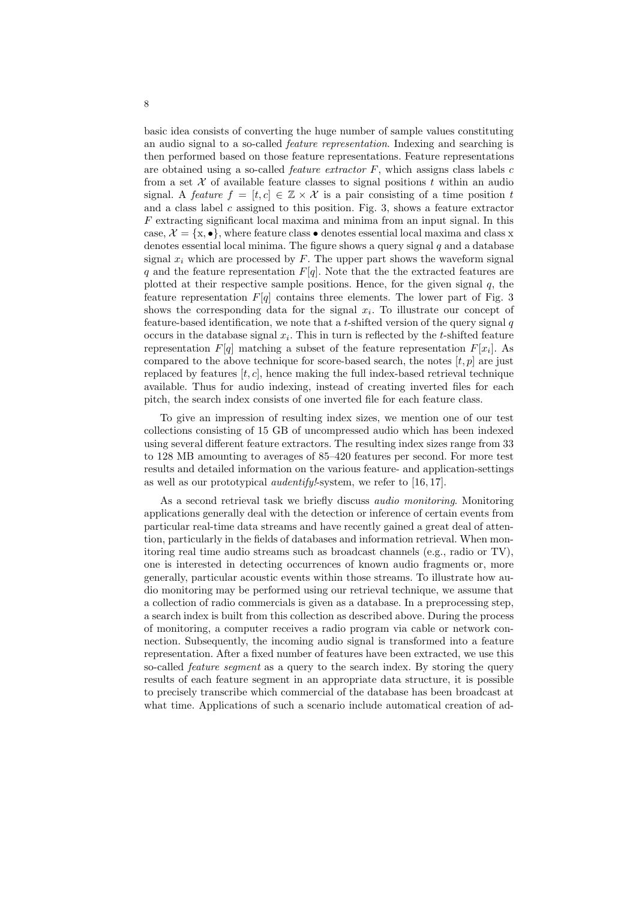basic idea consists of converting the huge number of sample values constituting an audio signal to a so-called *feature representation*. Indexing and searching is then performed based on those feature representations. Feature representations are obtained using a so-called *feature extractor* $F$, which assigns class labels $c$ from a set $\mathcal{X}$ of available feature classes to signal positions $t$ within an audio signal. A *feature* $f = [t, c] \in \mathbb{Z} \times \mathcal{X}$ is a pair consisting of a time position $t$ and a class label $c$ assigned to this position. Fig. 3, shows a feature extractor $F$ extracting significant local maxima and minima from an input signal. In this case, $\mathcal{X} = \{\mathrm{x}, \bullet\}$, where feature class $\bullet$ denotes essential local maxima and class x denotes essential local minima. The figure shows a query signal $q$ and a database signal $x_i$ which are processed by $F$. The upper part shows the waveform signal $q$ and the feature representation $F[q]$. Note that the the extracted features are plotted at their respective sample positions. Hence, for the given signal $q$, the feature representation $F[q]$ contains three elements. The lower part of Fig. 3 shows the corresponding data for the signal $x_i$. To illustrate our concept of feature-based identification, we note that a $t$-shifted version of the query signal $q$ occurs in the database signal $x_i$. This in turn is reflected by the $t$-shifted feature representation $F[q]$ matching a subset of the feature representation $F[x_i]$. As compared to the above technique for score-based search, the notes $[t, p]$ are just replaced by features $[t, c]$, hence making the full index-based retrieval technique available. Thus for audio indexing, instead of creating inverted files for each pitch, the search index consists of one inverted file for each feature class.

To give an impression of resulting index sizes, we mention one of our test collections consisting of 15 GB of uncompressed audio which has been indexed using several different feature extractors. The resulting index sizes range from 33 to 128 MB amounting to averages of 85–420 features per second. For more test results and detailed information on the various feature- and application-settings as well as our prototypical *audentify!*-system, we refer to [16, 17].

As a second retrieval task we briefly discuss *audio monitoring*. Monitoring applications generally deal with the detection or inference of certain events from particular real-time data streams and have recently gained a great deal of attention, particularly in the fields of databases and information retrieval. When monitoring real time audio streams such as broadcast channels (e.g., radio or TV), one is interested in detecting occurrences of known audio fragments or, more generally, particular acoustic events within those streams. To illustrate how audio monitoring may be performed using our retrieval technique, we assume that a collection of radio commercials is given as a database. In a preprocessing step, a search index is built from this collection as described above. During the process of monitoring, a computer receives a radio program via cable or network connection. Subsequently, the incoming audio signal is transformed into a feature representation. After a fixed number of features have been extracted, we use this so-called *feature segment* as a query to the search index. By storing the query results of each feature segment in an appropriate data structure, it is possible to precisely transcribe which commercial of the database has been broadcast at what time. Applications of such a scenario include automatical creation of ad-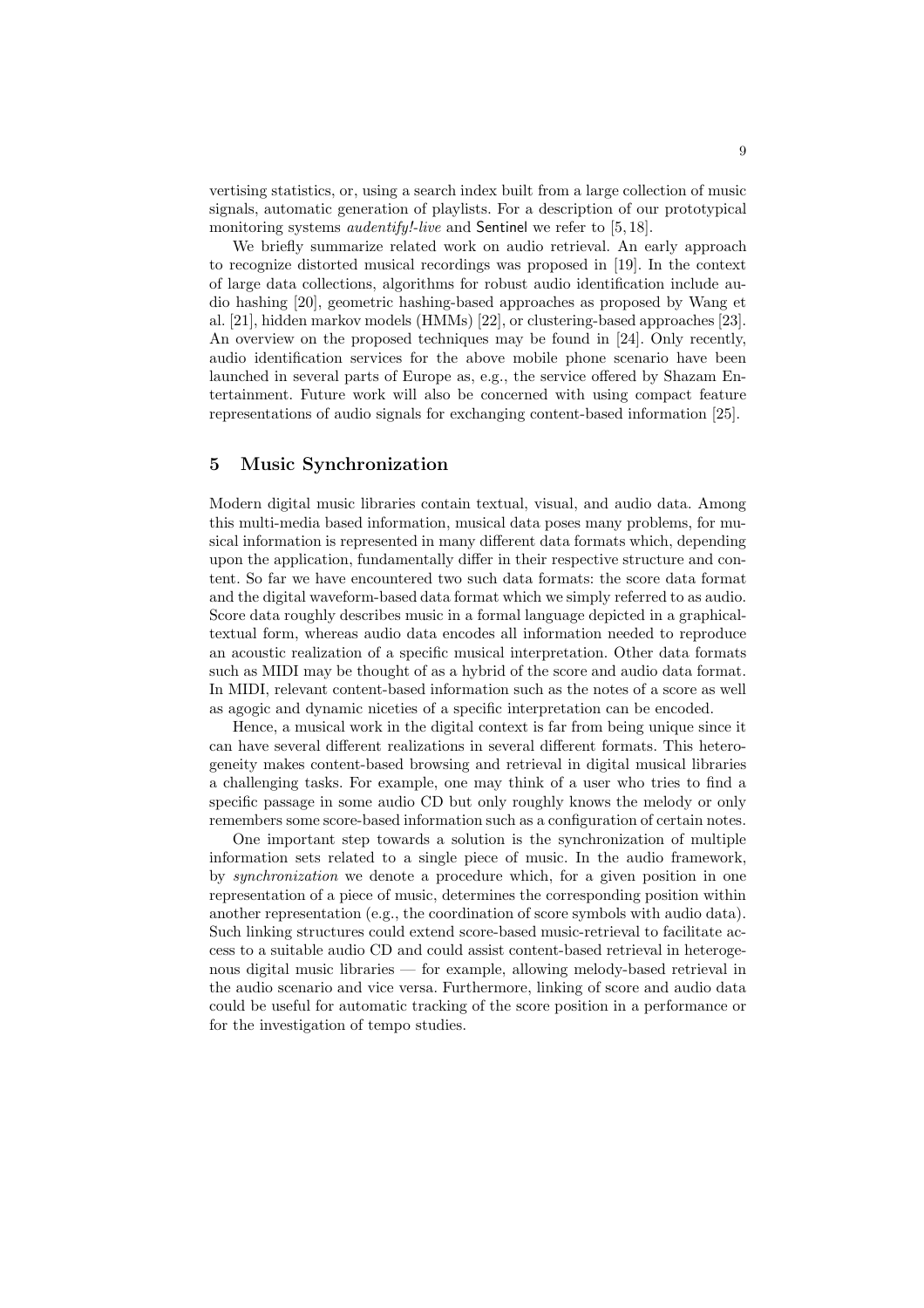vertising statistics, or, using a search index built from a large collection of music signals, automatic generation of playlists. For a description of our prototypical monitoring systems *audentify!-live* and Sentinel we refer to [5, 18].

We briefly summarize related work on audio retrieval. An early approach to recognize distorted musical recordings was proposed in [19]. In the context of large data collections, algorithms for robust audio identification include audio hashing [20], geometric hashing-based approaches as proposed by Wang et al. [21], hidden markov models (HMMs) [22], or clustering-based approaches [23]. An overview on the proposed techniques may be found in [24]. Only recently, audio identification services for the above mobile phone scenario have been launched in several parts of Europe as, e.g., the service offered by Shazam Entertainment. Future work will also be concerned with using compact feature representations of audio signals for exchanging content-based information [25].

## 5 Music Synchronization

Modern digital music libraries contain textual, visual, and audio data. Among this multi-media based information, musical data poses many problems, for musical information is represented in many different data formats which, depending upon the application, fundamentally differ in their respective structure and content. So far we have encountered two such data formats: the score data format and the digital waveform-based data format which we simply referred to as audio. Score data roughly describes music in a formal language depicted in a graphical-textual form, whereas audio data encodes all information needed to reproduce an acoustic realization of a specific musical interpretation. Other data formats such as MIDI may be thought of as a hybrid of the score and audio data format. In MIDI, relevant content-based information such as the notes of a score as well as agogic and dynamic niceties of a specific interpretation can be encoded.

Hence, a musical work in the digital context is far from being unique since it can have several different realizations in several different formats. This heterogeneity makes content-based browsing and retrieval in digital musical libraries a challenging tasks. For example, one may think of a user who tries to find a specific passage in some audio CD but only roughly knows the melody or only remembers some score-based information such as a configuration of certain notes.

One important step towards a solution is the synchronization of multiple information sets related to a single piece of music. In the audio framework, by *synchronization* we denote a procedure which, for a given position in one representation of a piece of music, determines the corresponding position within another representation (e.g., the coordination of score symbols with audio data). Such linking structures could extend score-based music-retrieval to facilitate access to a suitable audio CD and could assist content-based retrieval in heterogenous digital music libraries — for example, allowing melody-based retrieval in the audio scenario and vice versa. Furthermore, linking of score and audio data could be useful for automatic tracking of the score position in a performance or for the investigation of tempo studies.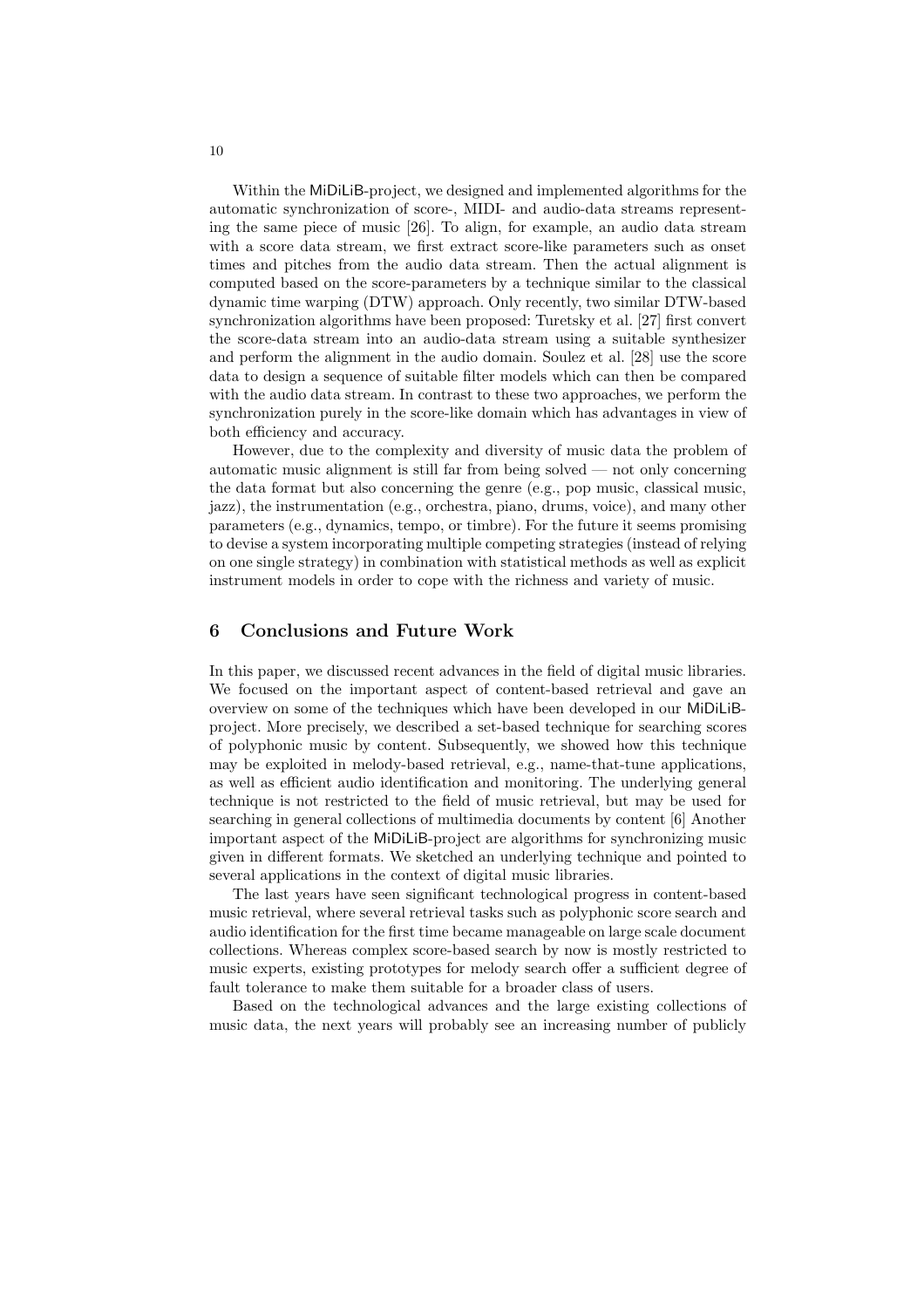Within the MiDiLiB-project, we designed and implemented algorithms for the automatic synchronization of score-, MIDI- and audio-data streams representing the same piece of music [26]. To align, for example, an audio data stream with a score data stream, we first extract score-like parameters such as onset times and pitches from the audio data stream. Then the actual alignment is computed based on the score-parameters by a technique similar to the classical dynamic time warping (DTW) approach. Only recently, two similar DTW-based synchronization algorithms have been proposed: Turetsky et al. [27] first convert the score-data stream into an audio-data stream using a suitable synthesizer and perform the alignment in the audio domain. Soulez et al. [28] use the score data to design a sequence of suitable filter models which can then be compared with the audio data stream. In contrast to these two approaches, we perform the synchronization purely in the score-like domain which has advantages in view of both efficiency and accuracy.

However, due to the complexity and diversity of music data the problem of automatic music alignment is still far from being solved — not only concerning the data format but also concerning the genre (e.g., pop music, classical music, jazz), the instrumentation (e.g., orchestra, piano, drums, voice), and many other parameters (e.g., dynamics, tempo, or timbre). For the future it seems promising to devise a system incorporating multiple competing strategies (instead of relying on one single strategy) in combination with statistical methods as well as explicit instrument models in order to cope with the richness and variety of music.

## 6 Conclusions and Future Work

In this paper, we discussed recent advances in the field of digital music libraries. We focused on the important aspect of content-based retrieval and gave an overview on some of the techniques which have been developed in our MiDiLiB-project. More precisely, we described a set-based technique for searching scores of polyphonic music by content. Subsequently, we showed how this technique may be exploited in melody-based retrieval, e.g., name-that-tune applications, as well as efficient audio identification and monitoring. The underlying general technique is not restricted to the field of music retrieval, but may be used for searching in general collections of multimedia documents by content [6] Another important aspect of the MiDiLiB-project are algorithms for synchronizing music given in different formats. We sketched an underlying technique and pointed to several applications in the context of digital music libraries.

The last years have seen significant technological progress in content-based music retrieval, where several retrieval tasks such as polyphonic score search and audio identification for the first time became manageable on large scale document collections. Whereas complex score-based search by now is mostly restricted to music experts, existing prototypes for melody search offer a sufficient degree of fault tolerance to make them suitable for a broader class of users.

Based on the technological advances and the large existing collections of music data, the next years will probably see an increasing number of publicly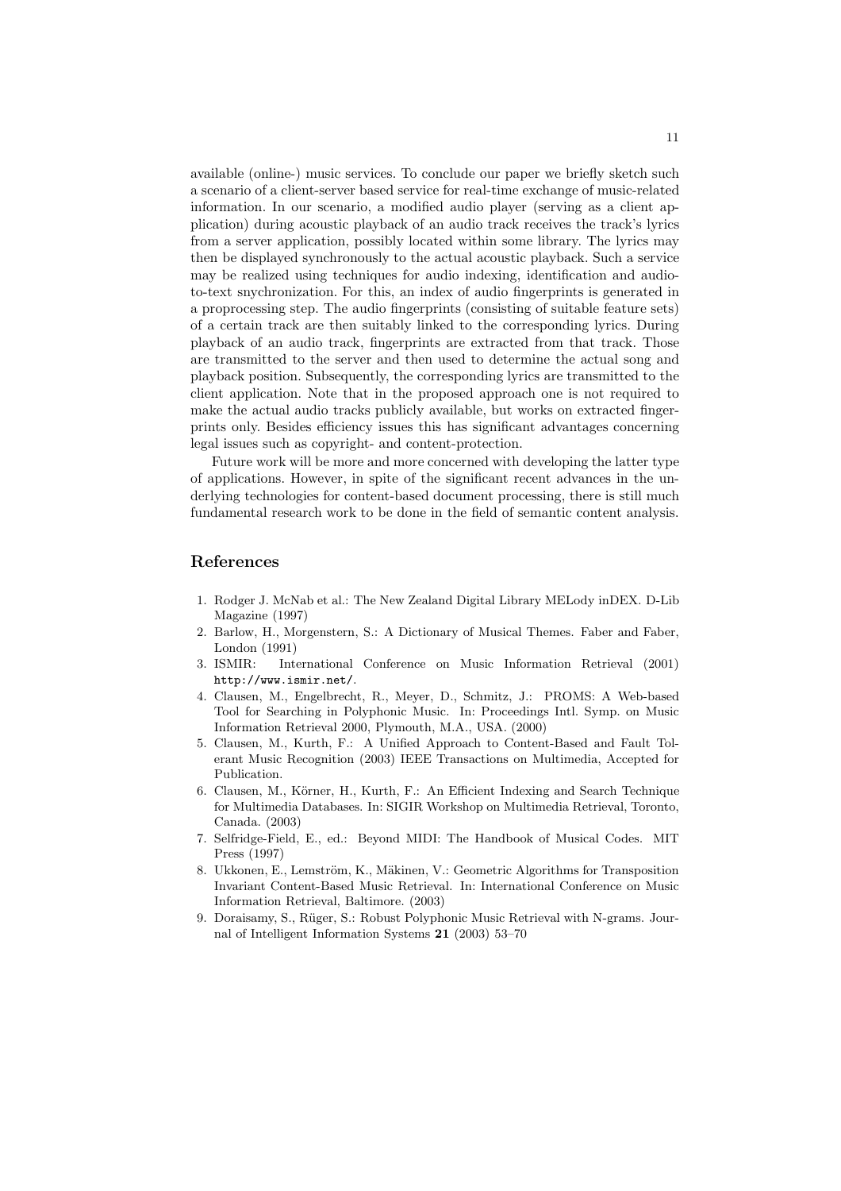available (online-) music services. To conclude our paper we briefly sketch such a scenario of a client-server based service for real-time exchange of music-related information. In our scenario, a modified audio player (serving as a client application) during acoustic playback of an audio track receives the track's lyrics from a server application, possibly located within some library. The lyrics may then be displayed synchronously to the actual acoustic playback. Such a service may be realized using techniques for audio indexing, identification and audio-to-text snychronization. For this, an index of audio fingerprints is generated in a proprocessing step. The audio fingerprints (consisting of suitable feature sets) of a certain track are then suitably linked to the corresponding lyrics. During playback of an audio track, fingerprints are extracted from that track. Those are transmitted to the server and then used to determine the actual song and playback position. Subsequently, the corresponding lyrics are transmitted to the client application. Note that in the proposed approach one is not required to make the actual audio tracks publicly available, but works on extracted fingerprints only. Besides efficiency issues this has significant advantages concerning legal issues such as copyright- and content-protection.

Future work will be more and more concerned with developing the latter type of applications. However, in spite of the significant recent advances in the underlying technologies for content-based document processing, there is still much fundamental research work to be done in the field of semantic content analysis.

## References

1. Rodger J. McNab et al.: The New Zealand Digital Library MELody inDEX. D-Lib Magazine (1997)
2. Barlow, H., Morgenstern, S.: A Dictionary of Musical Themes. Faber and Faber, London (1991)
3. ISMIR: International Conference on Music Information Retrieval (2001) `http://www.ismir.net/`.
4. Clausen, M., Engelbrecht, R., Meyer, D., Schmitz, J.: PROMS: A Web-based Tool for Searching in Polyphonic Music. In: Proceedings Intl. Symp. on Music Information Retrieval 2000, Plymouth, M.A., USA. (2000)
5. Clausen, M., Kurth, F.: A Unified Approach to Content-Based and Fault Tolerant Music Recognition (2003) IEEE Transactions on Multimedia, Accepted for Publication.
6. Clausen, M., Körner, H., Kurth, F.: An Efficient Indexing and Search Technique for Multimedia Databases. In: SIGIR Workshop on Multimedia Retrieval, Toronto, Canada. (2003)
7. Selfridge-Field, E., ed.: Beyond MIDI: The Handbook of Musical Codes. MIT Press (1997)
8. Ukkonen, E., Lemström, K., Mäkinen, V.: Geometric Algorithms for Transposition Invariant Content-Based Music Retrieval. In: International Conference on Music Information Retrieval, Baltimore. (2003)
9. Doraisamy, S., Rüger, S.: Robust Polyphonic Music Retrieval with N-grams. Journal of Intelligent Information Systems **21** (2003) 53–70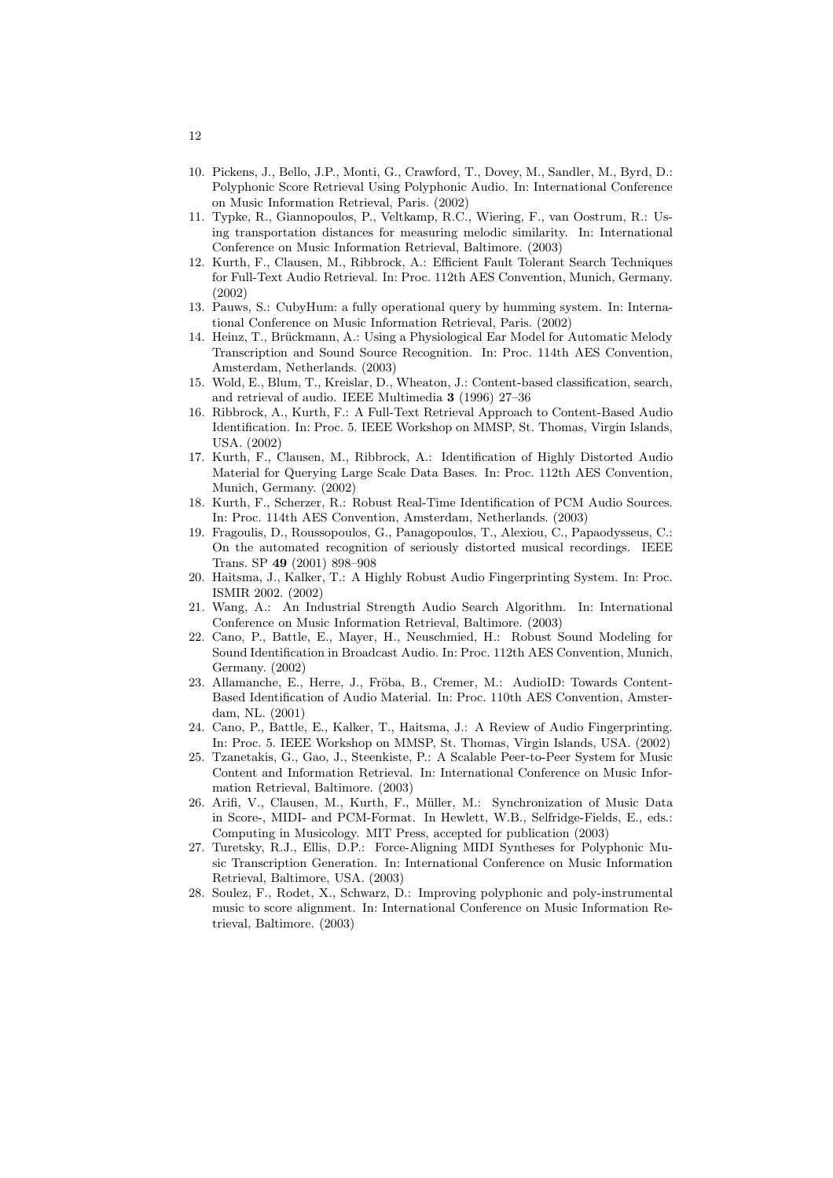10. Pickens, J., Bello, J.P., Monti, G., Crawford, T., Dovey, M., Sandler, M., Byrd, D.: Polyphonic Score Retrieval Using Polyphonic Audio. In: International Conference on Music Information Retrieval, Paris. (2002)
11. Typke, R., Giannopoulos, P., Veltkamp, R.C., Wiering, F., van Oostrum, R.: Using transportation distances for measuring melodic similarity. In: International Conference on Music Information Retrieval, Baltimore. (2003)
12. Kurth, F., Clausen, M., Ribbrock, A.: Efficient Fault Tolerant Search Techniques for Full-Text Audio Retrieval. In: Proc. 112th AES Convention, Munich, Germany. (2002)
13. Pauws, S.: CubyHum: a fully operational query by humming system. In: International Conference on Music Information Retrieval, Paris. (2002)
14. Heinz, T., Brückmann, A.: Using a Physiological Ear Model for Automatic Melody Transcription and Sound Source Recognition. In: Proc. 114th AES Convention, Amsterdam, Netherlands. (2003)
15. Wold, E., Blum, T., Kreislar, D., Wheaton, J.: Content-based classification, search, and retrieval of audio. IEEE Multimedia **3** (1996) 27–36
16. Ribbrock, A., Kurth, F.: A Full-Text Retrieval Approach to Content-Based Audio Identification. In: Proc. 5. IEEE Workshop on MMSP, St. Thomas, Virgin Islands, USA. (2002)
17. Kurth, F., Clausen, M., Ribbrock, A.: Identification of Highly Distorted Audio Material for Querying Large Scale Data Bases. In: Proc. 112th AES Convention, Munich, Germany. (2002)
18. Kurth, F., Scherzer, R.: Robust Real-Time Identification of PCM Audio Sources. In: Proc. 114th AES Convention, Amsterdam, Netherlands. (2003)
19. Fragoulis, D., Roussopoulos, G., Panagopoulos, T., Alexiou, C., Papaodysseus, C.: On the automated recognition of seriously distorted musical recordings. IEEE Trans. SP **49** (2001) 898–908
20. Haitsma, J., Kalker, T.: A Highly Robust Audio Fingerprinting System. In: Proc. ISMIR 2002. (2002)
21. Wang, A.: An Industrial Strength Audio Search Algorithm. In: International Conference on Music Information Retrieval, Baltimore. (2003)
22. Cano, P., Battle, E., Mayer, H., Neuschmied, H.: Robust Sound Modeling for Sound Identification in Broadcast Audio. In: Proc. 112th AES Convention, Munich, Germany. (2002)
23. Allamanche, E., Herre, J., Fröba, B., Cremer, M.: AudioID: Towards Content-Based Identification of Audio Material. In: Proc. 110th AES Convention, Amsterdam, NL. (2001)
24. Cano, P., Battle, E., Kalker, T., Haitsma, J.: A Review of Audio Fingerprinting. In: Proc. 5. IEEE Workshop on MMSP, St. Thomas, Virgin Islands, USA. (2002)
25. Tzanetakis, G., Gao, J., Steenkiste, P.: A Scalable Peer-to-Peer System for Music Content and Information Retrieval. In: International Conference on Music Information Retrieval, Baltimore. (2003)
26. Arifi, V., Clausen, M., Kurth, F., Müller, M.: Synchronization of Music Data in Score-, MIDI- and PCM-Format. In Hewlett, W.B., Selfridge-Fields, E., eds.: Computing in Musicology. MIT Press, accepted for publication (2003)
27. Turetsky, R.J., Ellis, D.P.: Force-Aligning MIDI Syntheses for Polyphonic Music Transcription Generation. In: International Conference on Music Information Retrieval, Baltimore, USA. (2003)
28. Soulez, F., Rodet, X., Schwarz, D.: Improving polyphonic and poly-instrumental music to score alignment. In: International Conference on Music Information Retrieval, Baltimore. (2003)